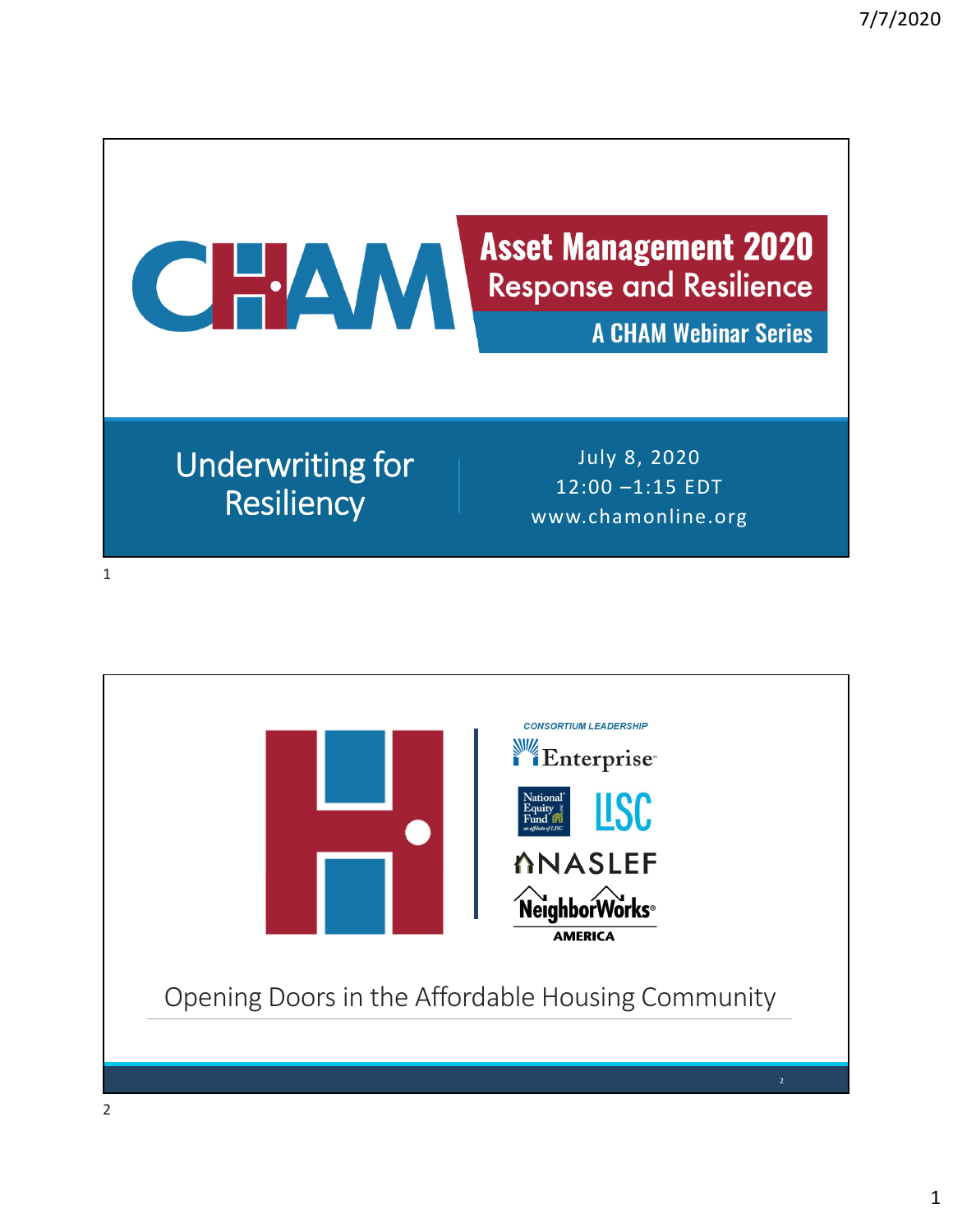# CHAM

## Asset Management 2020

### Response and Resilience

A CHAM Webinar Series

## Underwriting for Resiliency

July 8, 2020
12:00 –1:15 EDT
www.chamonline.org

---

CONSORTIUM LEADERSHIP

Enterprise

National Equity Fund — an affiliate of LISC

LISC

NASLEF

NeighborWorks AMERICA

Opening Doors in the Affordable Housing Community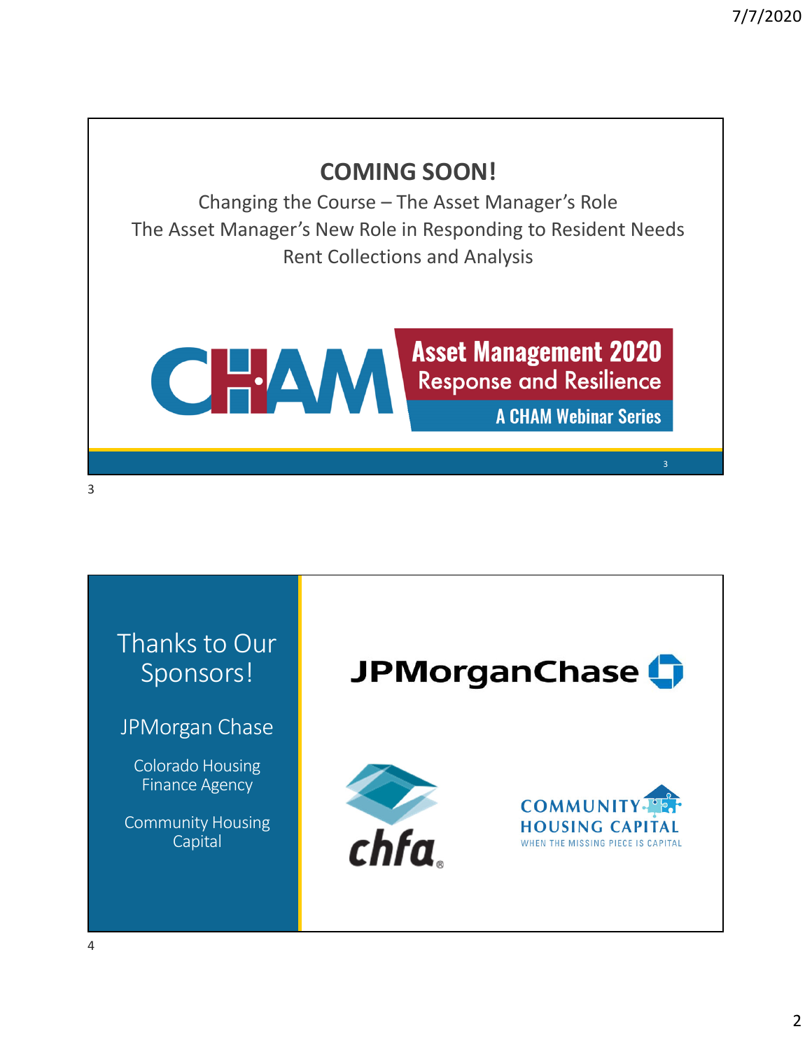## COMING SOON!

Changing the Course – The Asset Manager's Role

The Asset Manager's New Role in Responding to Resident Needs

Rent Collections and Analysis

CHAM

**Asset Management 2020**

**Response and Resilience**

**A CHAM Webinar Series**

---

## Thanks to Our Sponsors!

JPMorgan Chase

Colorado Housing Finance Agency

Community Housing Capital

JPMorganChase

chfa

COMMUNITY HOUSING CAPITAL

WHEN THE MISSING PIECE IS CAPITAL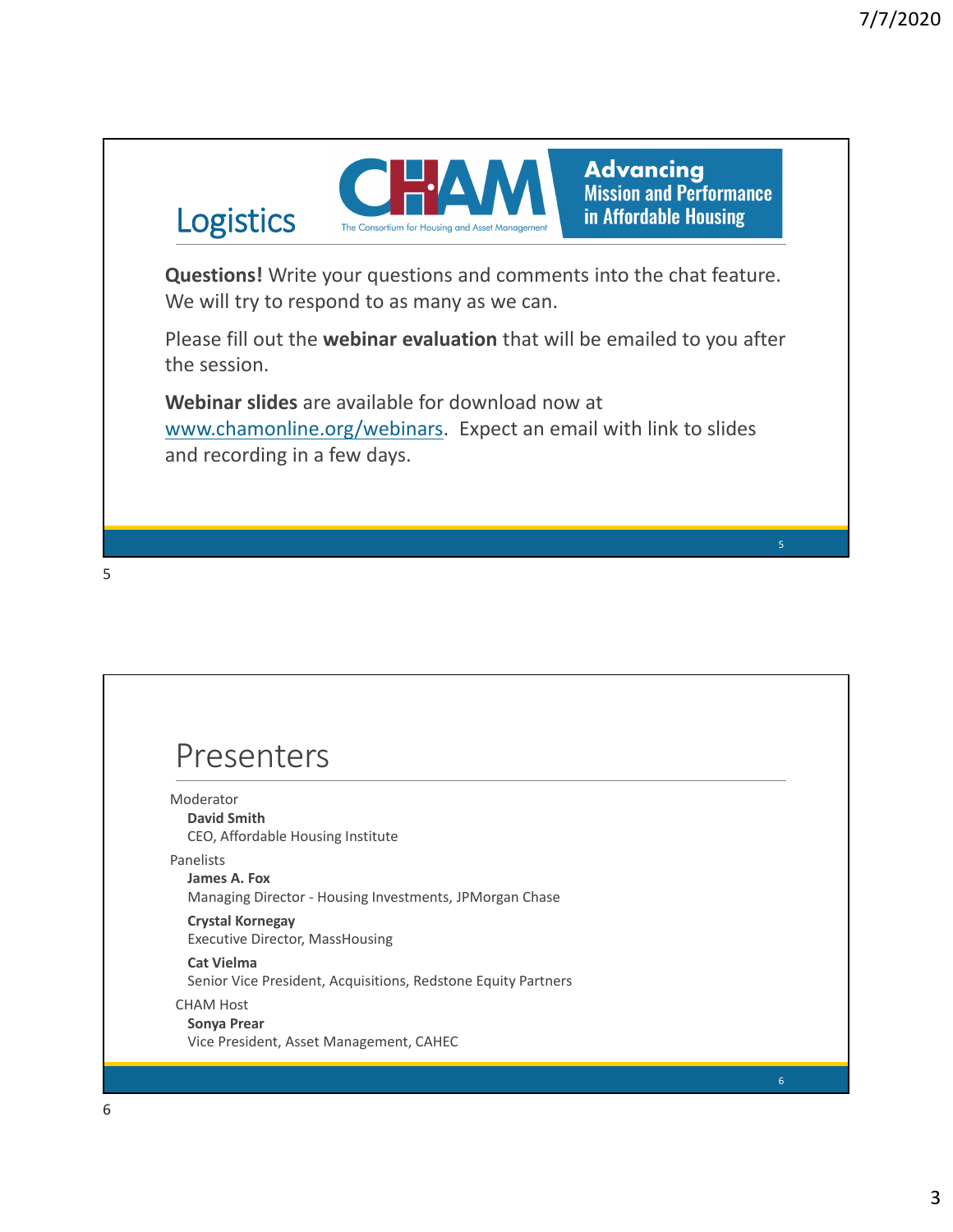## Logistics

CHAM — The Consortium for Housing and Asset Management

**Advancing Mission and Performance in Affordable Housing**

**Questions!** Write your questions and comments into the chat feature. We will try to respond to as many as we can.

Please fill out the **webinar evaluation** that will be emailed to you after the session.

**Webinar slides** are available for download now at www.chamonline.org/webinars. Expect an email with link to slides and recording in a few days.

## Presenters

Moderator

**David Smith**
CEO, Affordable Housing Institute

Panelists

**James A. Fox**
Managing Director - Housing Investments, JPMorgan Chase

**Crystal Kornegay**
Executive Director, MassHousing

**Cat Vielma**
Senior Vice President, Acquisitions, Redstone Equity Partners

CHAM Host

**Sonya Prear**
Vice President, Asset Management, CAHEC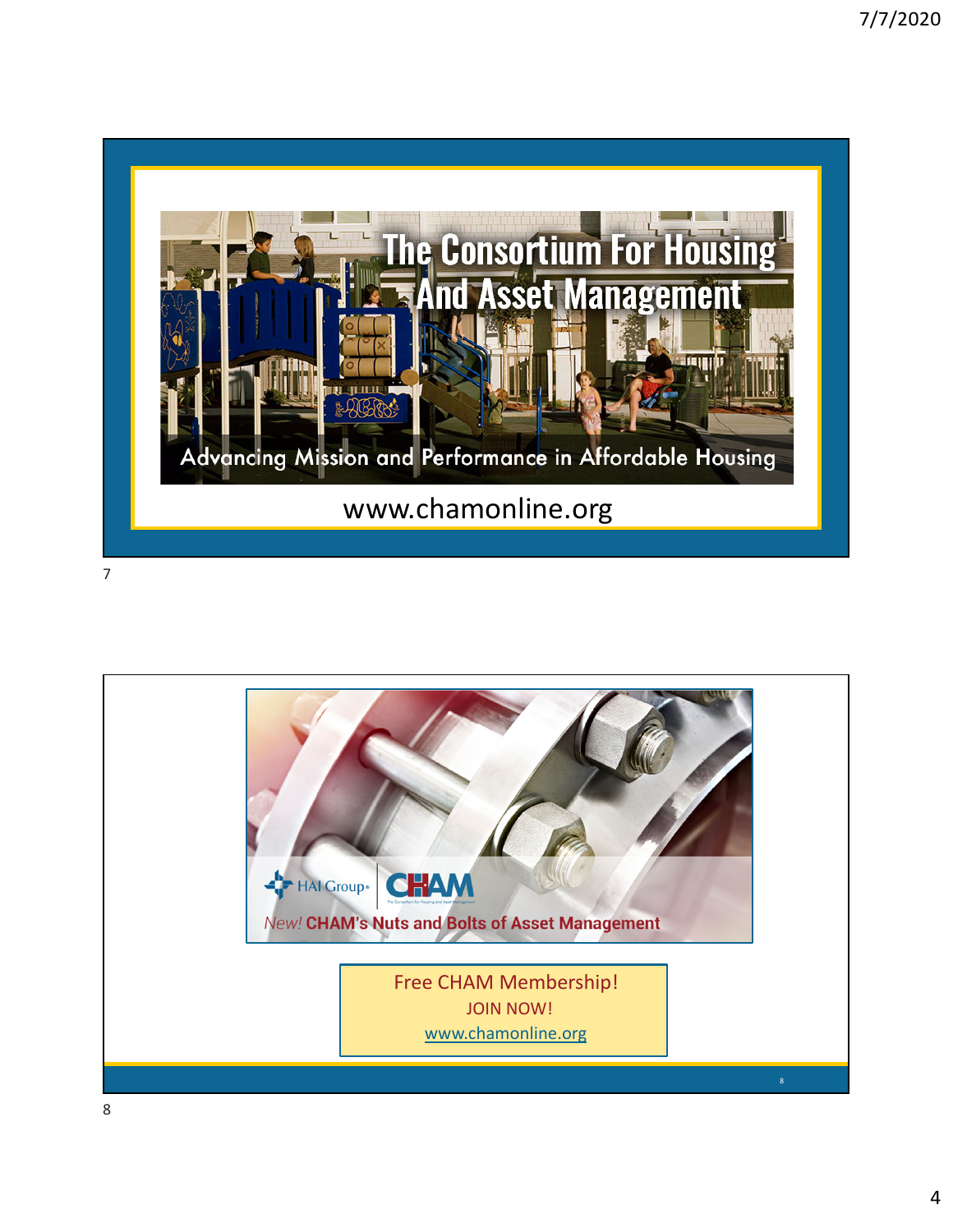# The Consortium For Housing And Asset Management

Advancing Mission and Performance in Affordable Housing

www.chamonline.org

HAI Group · CHAM

*New!* **CHAM's Nuts and Bolts of Asset Management**

Free CHAM Membership!

JOIN NOW!

www.chamonline.org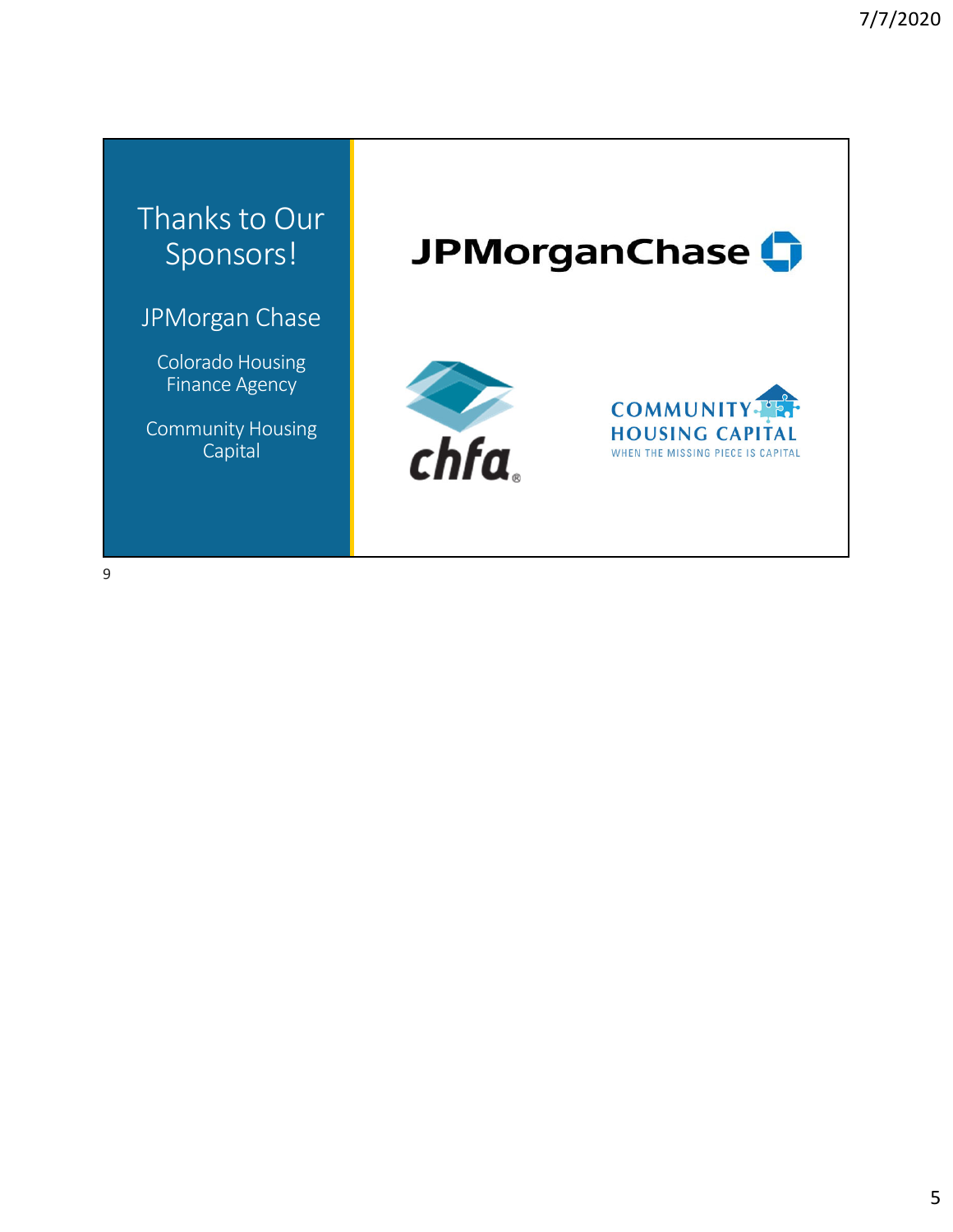# Thanks to Our Sponsors!

JPMorgan Chase

Colorado Housing Finance Agency

Community Housing Capital

JPMorganChase

chfa

COMMUNITY HOUSING CAPITAL

WHEN THE MISSING PIECE IS CAPITAL